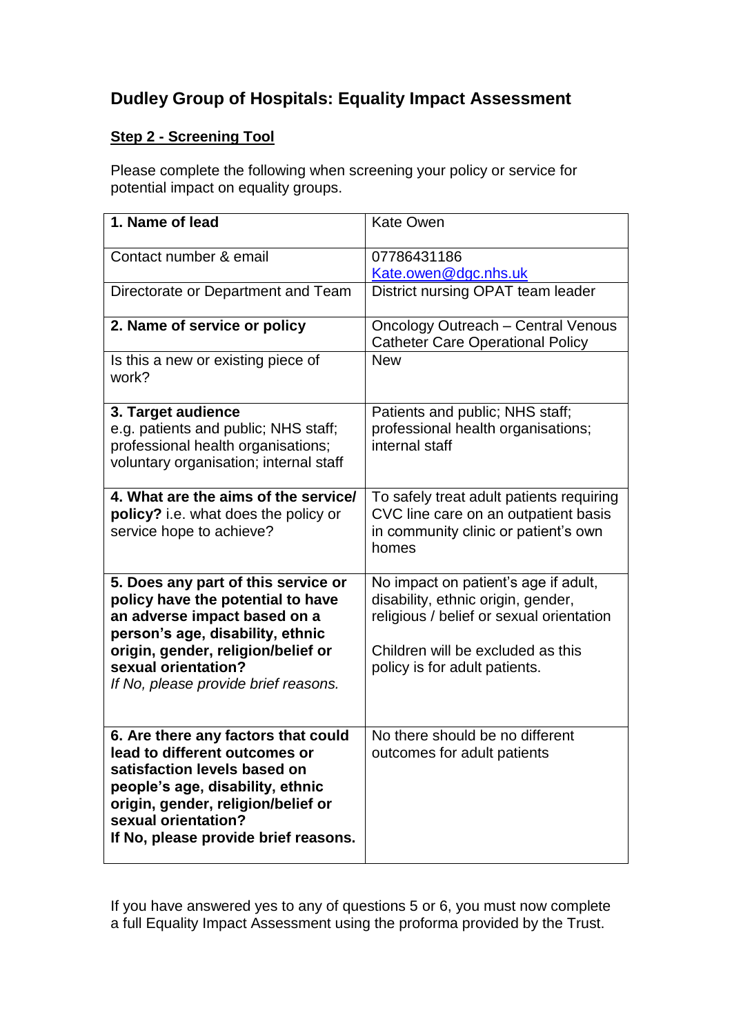# Dudley Group of Hospitals: Equality Impact Assessment

## Step 2 - Screening Tool

Please complete the following when screening your policy or service for potential impact on equality groups.

| | |
|---|---|
| **1. Name of lead** | Kate Owen |
| Contact number & email | 07786431186<br>Kate.owen@dgc.nhs.uk |
| Directorate or Department and Team | District nursing OPAT team leader |
| **2. Name of service or policy** | Oncology Outreach – Central Venous Catheter Care Operational Policy |
| Is this a new or existing piece of work? | New |
| **3. Target audience**<br>e.g. patients and public; NHS staff; professional health organisations; voluntary organisation; internal staff | Patients and public; NHS staff; professional health organisations; internal staff |
| **4. What are the aims of the service/ policy?** i.e. what does the policy or service hope to achieve? | To safely treat adult patients requiring CVC line care on an outpatient basis in community clinic or patient's own homes |
| **5. Does any part of this service or policy have the potential to have an adverse impact based on a person's age, disability, ethnic origin, gender, religion/belief or sexual orientation?**<br>*If No, please provide brief reasons.* | No impact on patient's age if adult, disability, ethnic origin, gender, religious / belief or sexual orientation<br><br>Children will be excluded as this policy is for adult patients. |
| **6. Are there any factors that could lead to different outcomes or satisfaction levels based on people's age, disability, ethnic origin, gender, religion/belief or sexual orientation?**<br>**If No, please provide brief reasons.** | No there should be no different outcomes for adult patients |

If you have answered yes to any of questions 5 or 6, you must now complete a full Equality Impact Assessment using the proforma provided by the Trust.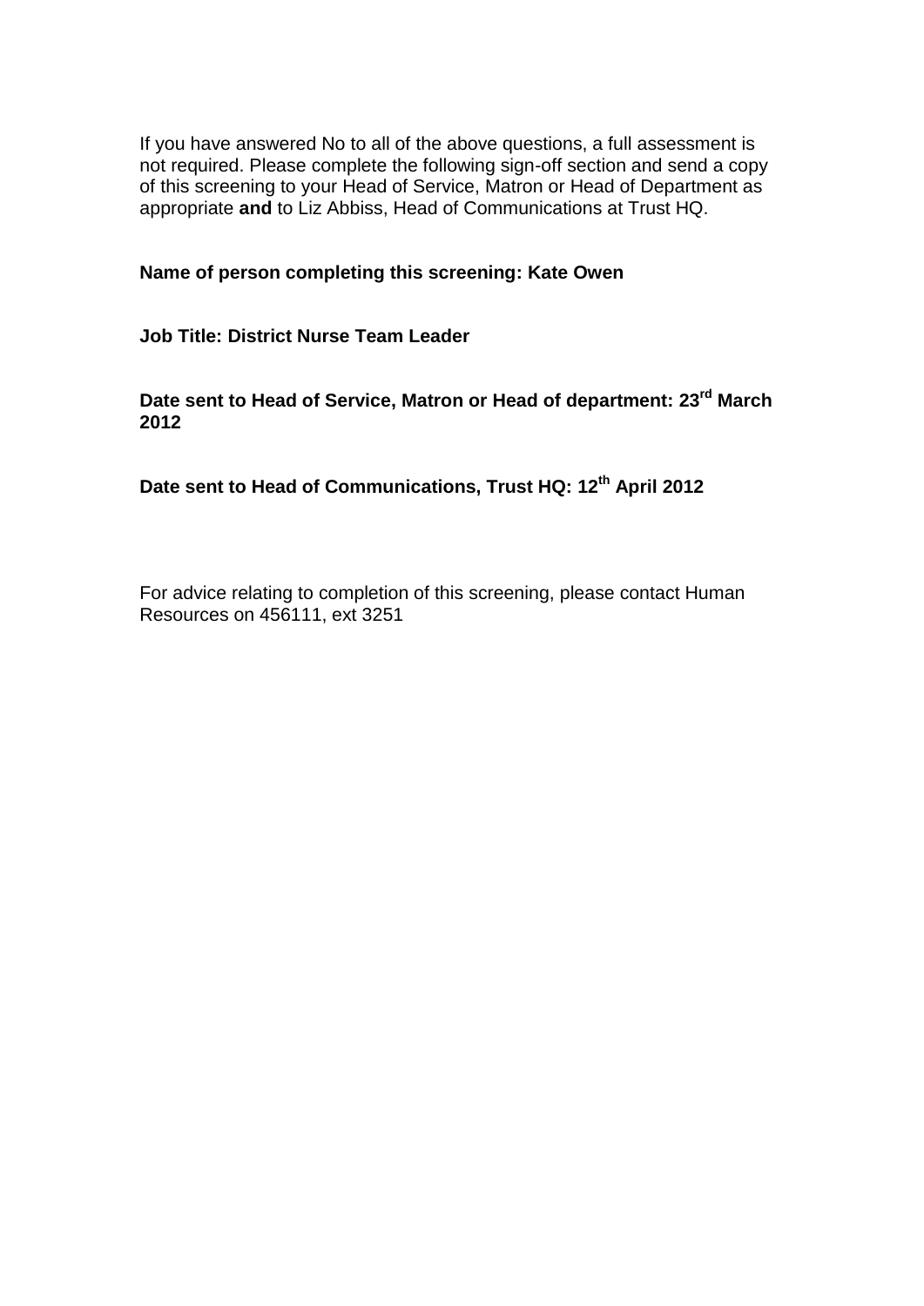If you have answered No to all of the above questions, a full assessment is not required. Please complete the following sign-off section and send a copy of this screening to your Head of Service, Matron or Head of Department as appropriate **and** to Liz Abbiss, Head of Communications at Trust HQ.

**Name of person completing this screening: Kate Owen**

**Job Title: District Nurse Team Leader**

**Date sent to Head of Service, Matron or Head of department: 23rd March 2012**

**Date sent to Head of Communications, Trust HQ: 12th April 2012**

For advice relating to completion of this screening, please contact Human Resources on 456111, ext 3251